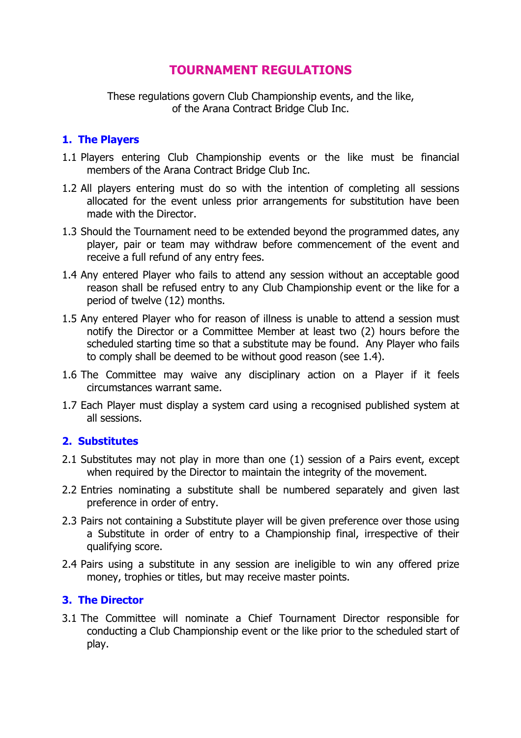# TOURNAMENT REGULATIONS

These regulations govern Club Championship events, and the like, of the Arana Contract Bridge Club Inc.

## 1. The Players

1.1 Players entering Club Championship events or the like must be financial members of the Arana Contract Bridge Club Inc.

1.2 All players entering must do so with the intention of completing all sessions allocated for the event unless prior arrangements for substitution have been made with the Director.

1.3 Should the Tournament need to be extended beyond the programmed dates, any player, pair or team may withdraw before commencement of the event and receive a full refund of any entry fees.

1.4 Any entered Player who fails to attend any session without an acceptable good reason shall be refused entry to any Club Championship event or the like for a period of twelve (12) months.

1.5 Any entered Player who for reason of illness is unable to attend a session must notify the Director or a Committee Member at least two (2) hours before the scheduled starting time so that a substitute may be found. Any Player who fails to comply shall be deemed to be without good reason (see 1.4).

1.6 The Committee may waive any disciplinary action on a Player if it feels circumstances warrant same.

1.7 Each Player must display a system card using a recognised published system at all sessions.

## 2. Substitutes

2.1 Substitutes may not play in more than one (1) session of a Pairs event, except when required by the Director to maintain the integrity of the movement.

2.2 Entries nominating a substitute shall be numbered separately and given last preference in order of entry.

2.3 Pairs not containing a Substitute player will be given preference over those using a Substitute in order of entry to a Championship final, irrespective of their qualifying score.

2.4 Pairs using a substitute in any session are ineligible to win any offered prize money, trophies or titles, but may receive master points.

## 3. The Director

3.1 The Committee will nominate a Chief Tournament Director responsible for conducting a Club Championship event or the like prior to the scheduled start of play.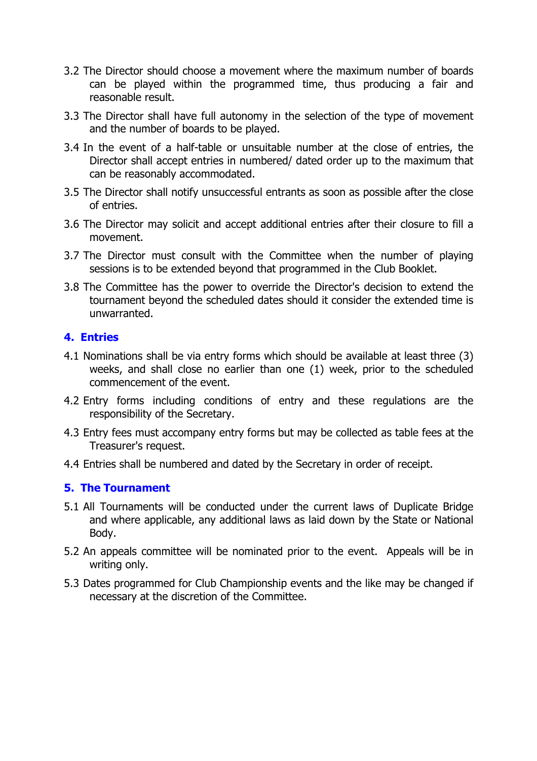3.2 The Director should choose a movement where the maximum number of boards can be played within the programmed time, thus producing a fair and reasonable result.

3.3 The Director shall have full autonomy in the selection of the type of movement and the number of boards to be played.

3.4 In the event of a half-table or unsuitable number at the close of entries, the Director shall accept entries in numbered/ dated order up to the maximum that can be reasonably accommodated.

3.5 The Director shall notify unsuccessful entrants as soon as possible after the close of entries.

3.6 The Director may solicit and accept additional entries after their closure to fill a movement.

3.7 The Director must consult with the Committee when the number of playing sessions is to be extended beyond that programmed in the Club Booklet.

3.8 The Committee has the power to override the Director's decision to extend the tournament beyond the scheduled dates should it consider the extended time is unwarranted.

## 4. Entries

4.1 Nominations shall be via entry forms which should be available at least three (3) weeks, and shall close no earlier than one (1) week, prior to the scheduled commencement of the event.

4.2 Entry forms including conditions of entry and these regulations are the responsibility of the Secretary.

4.3 Entry fees must accompany entry forms but may be collected as table fees at the Treasurer's request.

4.4 Entries shall be numbered and dated by the Secretary in order of receipt.

## 5. The Tournament

5.1 All Tournaments will be conducted under the current laws of Duplicate Bridge and where applicable, any additional laws as laid down by the State or National Body.

5.2 An appeals committee will be nominated prior to the event. Appeals will be in writing only.

5.3 Dates programmed for Club Championship events and the like may be changed if necessary at the discretion of the Committee.